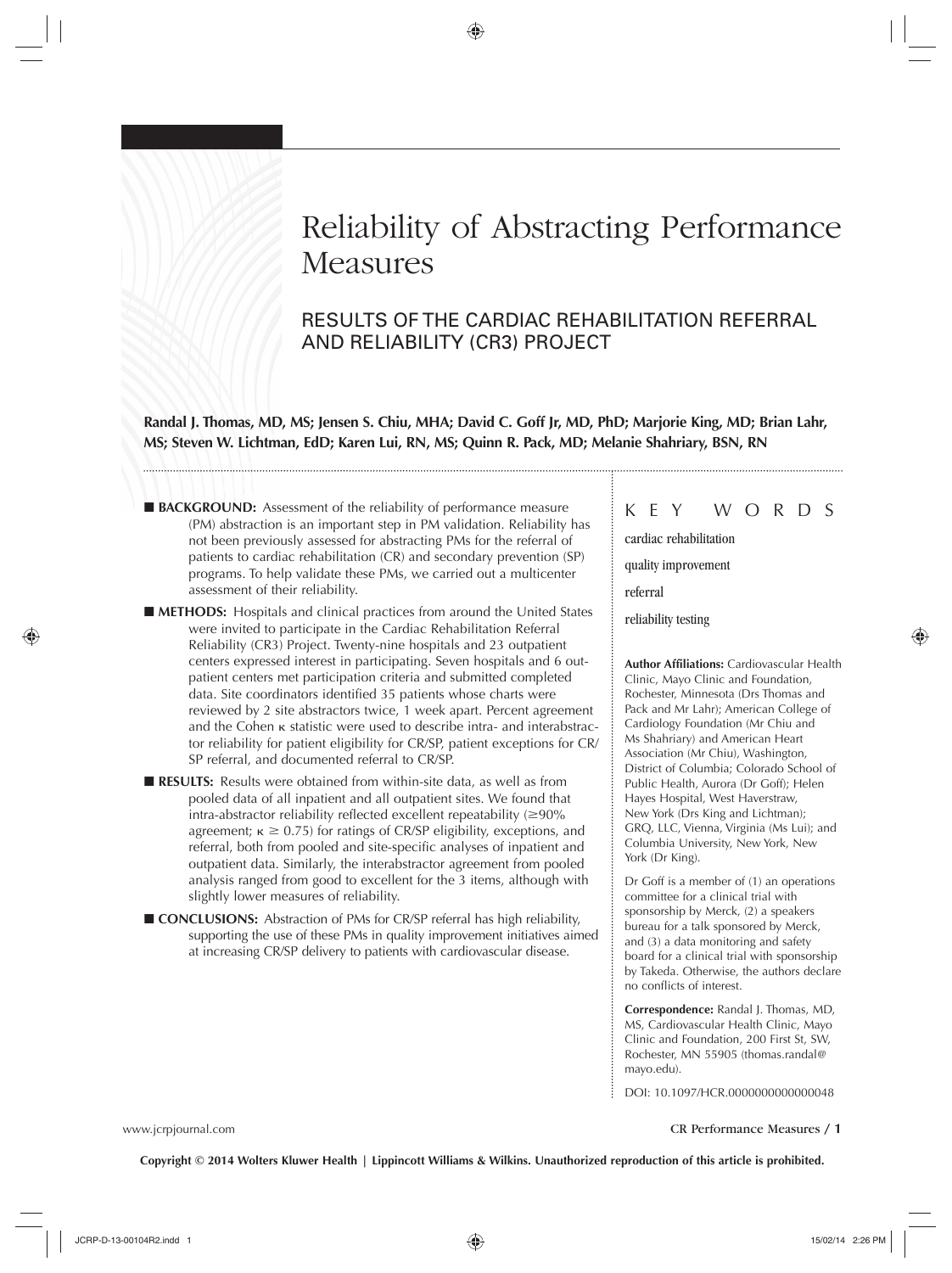# Reliability of Abstracting Performance Measures

## RESULTS OF THE CARDIAC REHABILITATION REFERRAL AND RELIABILITY (CR3) PROJECT

**Randal J. Thomas, MD, MS; Jensen S. Chiu, MHA; David C. Goff Jr, MD, PhD; Marjorie King, MD; Brian Lahr, MS; Steven W. Lichtman, EdD; Karen Lui, RN, MS; Quinn R. Pack, MD; Melanie Shahriary, BSN, RN**

■ **BACKGROUND:** Assessment of the reliability of performance measure (PM) abstraction is an important step in PM validation. Reliability has not been previously assessed for abstracting PMs for the referral of patients to cardiac rehabilitation (CR) and secondary prevention (SP) programs. To help validate these PMs, we carried out a multicenter assessment of their reliability.

■ **METHODS:** Hospitals and clinical practices from around the United States were invited to participate in the Cardiac Rehabilitation Referral Reliability (CR3) Project. Twenty-nine hospitals and 23 outpatient centers expressed interest in participating. Seven hospitals and 6 outpatient centers met participation criteria and submitted completed data. Site coordinators identified 35 patients whose charts were reviewed by 2 site abstractors twice, 1 week apart. Percent agreement and the Cohen κ statistic were used to describe intra- and interabstractor reliability for patient eligibility for CR/SP, patient exceptions for CR/SP referral, and documented referral to CR/SP.

■ **RESULTS:** Results were obtained from within-site data, as well as from pooled data of all inpatient and all outpatient sites. We found that intra-abstractor reliability reflected excellent repeatability (≥90% agreement; $\kappa \geq 0.75$) for ratings of CR/SP eligibility, exceptions, and referral, both from pooled and site-specific analyses of inpatient and outpatient data. Similarly, the interabstractor agreement from pooled analysis ranged from good to excellent for the 3 items, although with slightly lower measures of reliability.

■ **CONCLUSIONS:** Abstraction of PMs for CR/SP referral has high reliability, supporting the use of these PMs in quality improvement initiatives aimed at increasing CR/SP delivery to patients with cardiovascular disease.

K E Y W O R D S

cardiac rehabilitation

quality improvement

referral

reliability testing

**Author Affiliations:** Cardiovascular Health Clinic, Mayo Clinic and Foundation, Rochester, Minnesota (Drs Thomas and Pack and Mr Lahr); American College of Cardiology Foundation (Mr Chiu and Ms Shahriary) and American Heart Association (Mr Chiu), Washington, District of Columbia; Colorado School of Public Health, Aurora (Dr Goff); Helen Hayes Hospital, West Haverstraw, New York (Drs King and Lichtman); GRQ, LLC, Vienna, Virginia (Ms Lui); and Columbia University, New York, New York (Dr King).

Dr Goff is a member of (1) an operations committee for a clinical trial with sponsorship by Merck, (2) a speakers bureau for a talk sponsored by Merck, and (3) a data monitoring and safety board for a clinical trial with sponsorship by Takeda. Otherwise, the authors declare no conflicts of interest.

**Correspondence:** Randal J. Thomas, MD, MS, Cardiovascular Health Clinic, Mayo Clinic and Foundation, 200 First St, SW, Rochester, MN 55905 (thomas.randal@mayo.edu).

DOI: 10.1097/HCR.0000000000000048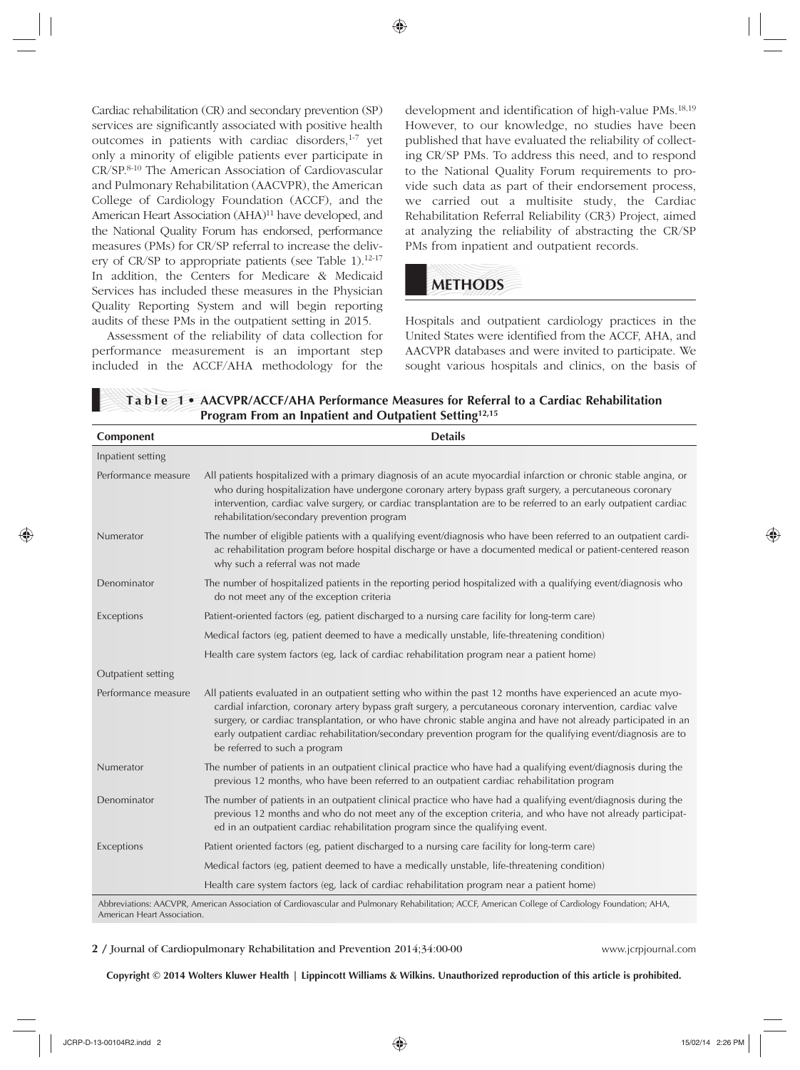Cardiac rehabilitation (CR) and secondary prevention (SP) services are significantly associated with positive health outcomes in patients with cardiac disorders,[1-7] yet only a minority of eligible patients ever participate in CR/SP.[8-10] The American Association of Cardiovascular and Pulmonary Rehabilitation (AACVPR), the American College of Cardiology Foundation (ACCF), and the American Heart Association (AHA)[11] have developed, and the National Quality Forum has endorsed, performance measures (PMs) for CR/SP referral to increase the delivery of CR/SP to appropriate patients (see Table 1).[12-17] In addition, the Centers for Medicare & Medicaid Services has included these measures in the Physician Quality Reporting System and will begin reporting audits of these PMs in the outpatient setting in 2015.

Assessment of the reliability of data collection for performance measurement is an important step included in the ACCF/AHA methodology for the development and identification of high-value PMs.[18,19] However, to our knowledge, no studies have been published that have evaluated the reliability of collecting CR/SP PMs. To address this need, and to respond to the National Quality Forum requirements to provide such data as part of their endorsement process, we carried out a multisite study, the Cardiac Rehabilitation Referral Reliability (CR3) Project, aimed at analyzing the reliability of abstracting the CR/SP PMs from inpatient and outpatient records.

## METHODS

Hospitals and outpatient cardiology practices in the United States were identified from the ACCF, AHA, and AACVPR databases and were invited to participate. We sought various hospitals and clinics, on the basis of

**Table 1 • AACVPR/ACCF/AHA Performance Measures for Referral to a Cardiac Rehabilitation Program From an Inpatient and Outpatient Setting[12,15]**

| Component | Details |
|---|---|
| Inpatient setting | |
| Performance measure | All patients hospitalized with a primary diagnosis of an acute myocardial infarction or chronic stable angina, or who during hospitalization have undergone coronary artery bypass graft surgery, a percutaneous coronary intervention, cardiac valve surgery, or cardiac transplantation are to be referred to an early outpatient cardiac rehabilitation/secondary prevention program |
| Numerator | The number of eligible patients with a qualifying event/diagnosis who have been referred to an outpatient cardiac rehabilitation program before hospital discharge or have a documented medical or patient-centered reason why such a referral was not made |
| Denominator | The number of hospitalized patients in the reporting period hospitalized with a qualifying event/diagnosis who do not meet any of the exception criteria |
| Exceptions | Patient-oriented factors (eg, patient discharged to a nursing care facility for long-term care) |
| | Medical factors (eg, patient deemed to have a medically unstable, life-threatening condition) |
| | Health care system factors (eg, lack of cardiac rehabilitation program near a patient home) |
| Outpatient setting | |
| Performance measure | All patients evaluated in an outpatient setting who within the past 12 months have experienced an acute myocardial infarction, coronary artery bypass graft surgery, a percutaneous coronary intervention, cardiac valve surgery, or cardiac transplantation, or who have chronic stable angina and have not already participated in an early outpatient cardiac rehabilitation/secondary prevention program for the qualifying event/diagnosis are to be referred to such a program |
| Numerator | The number of patients in an outpatient clinical practice who have had a qualifying event/diagnosis during the previous 12 months, who have been referred to an outpatient cardiac rehabilitation program |
| Denominator | The number of patients in an outpatient clinical practice who have had a qualifying event/diagnosis during the previous 12 months and who do not meet any of the exception criteria, and who have not already participated in an outpatient cardiac rehabilitation program since the qualifying event. |
| Exceptions | Patient oriented factors (eg, patient discharged to a nursing care facility for long-term care) |
| | Medical factors (eg, patient deemed to have a medically unstable, life-threatening condition) |
| | Health care system factors (eg, lack of cardiac rehabilitation program near a patient home) |

Abbreviations: AACVPR, American Association of Cardiovascular and Pulmonary Rehabilitation; ACCF, American College of Cardiology Foundation; AHA, American Heart Association.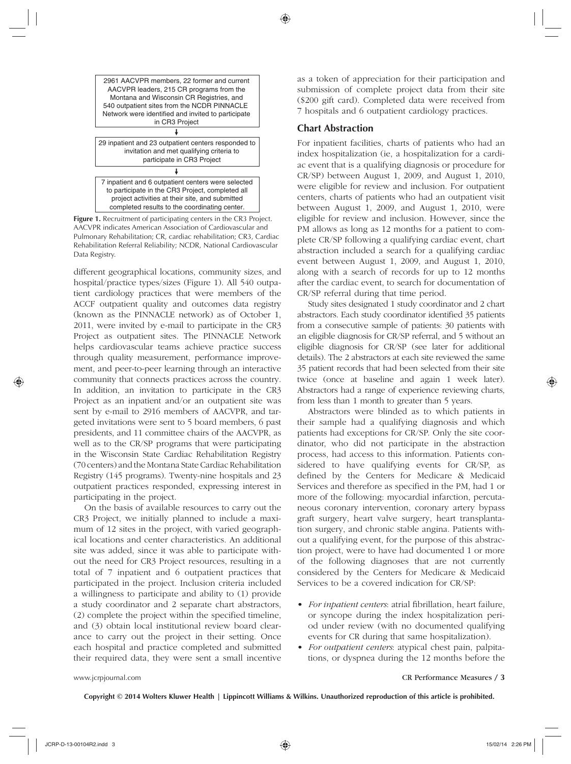2961 AACVPR members, 22 former and current AACVPR leaders, 215 CR programs from the Montana and Wisconsin CR Registries, and 540 outpatient sites from the NCDR PINNACLE Network were identified and invited to participate in CR3 Project

↓

29 inpatient and 23 outpatient centers responded to invitation and met qualifying criteria to participate in CR3 Project

↓

7 inpatient and 6 outpatient centers were selected to participate in the CR3 Project, completed all project activities at their site, and submitted completed results to the coordinating center.

**Figure 1.** Recruitment of participating centers in the CR3 Project. AACVPR indicates American Association of Cardiovascular and Pulmonary Rehabilitation; CR, cardiac rehabilitation; CR3, Cardiac Rehabilitation Referral Reliability; NCDR, National Cardiovascular Data Registry.

different geographical locations, community sizes, and hospital/practice types/sizes (Figure 1). All 540 outpatient cardiology practices that were members of the ACCF outpatient quality and outcomes data registry (known as the PINNACLE network) as of October 1, 2011, were invited by e-mail to participate in the CR3 Project as outpatient sites. The PINNACLE Network helps cardiovascular teams achieve practice success through quality measurement, performance improvement, and peer-to-peer learning through an interactive community that connects practices across the country. In addition, an invitation to participate in the CR3 Project as an inpatient and/or an outpatient site was sent by e-mail to 2916 members of AACVPR, and targeted invitations were sent to 5 board members, 6 past presidents, and 11 committee chairs of the AACVPR, as well as to the CR/SP programs that were participating in the Wisconsin State Cardiac Rehabilitation Registry (70 centers) and the Montana State Cardiac Rehabilitation Registry (145 programs). Twenty-nine hospitals and 23 outpatient practices responded, expressing interest in participating in the project.

On the basis of available resources to carry out the CR3 Project, we initially planned to include a maximum of 12 sites in the project, with varied geographical locations and center characteristics. An additional site was added, since it was able to participate without the need for CR3 Project resources, resulting in a total of 7 inpatient and 6 outpatient practices that participated in the project. Inclusion criteria included a willingness to participate and ability to (1) provide a study coordinator and 2 separate chart abstractors, (2) complete the project within the specified timeline, and (3) obtain local institutional review board clearance to carry out the project in their setting. Once each hospital and practice completed and submitted their required data, they were sent a small incentive as a token of appreciation for their participation and submission of complete project data from their site ($200 gift card). Completed data were received from 7 hospitals and 6 outpatient cardiology practices.

## Chart Abstraction

For inpatient facilities, charts of patients who had an index hospitalization (ie, a hospitalization for a cardiac event that is a qualifying diagnosis or procedure for CR/SP) between August 1, 2009, and August 1, 2010, were eligible for review and inclusion. For outpatient centers, charts of patients who had an outpatient visit between August 1, 2009, and August 1, 2010, were eligible for review and inclusion. However, since the PM allows as long as 12 months for a patient to complete CR/SP following a qualifying cardiac event, chart abstraction included a search for a qualifying cardiac event between August 1, 2009, and August 1, 2010, along with a search of records for up to 12 months after the cardiac event, to search for documentation of CR/SP referral during that time period.

Study sites designated 1 study coordinator and 2 chart abstractors. Each study coordinator identified 35 patients from a consecutive sample of patients: 30 patients with an eligible diagnosis for CR/SP referral, and 5 without an eligible diagnosis for CR/SP (see later for additional details). The 2 abstractors at each site reviewed the same 35 patient records that had been selected from their site twice (once at baseline and again 1 week later). Abstractors had a range of experience reviewing charts, from less than 1 month to greater than 5 years.

Abstractors were blinded as to which patients in their sample had a qualifying diagnosis and which patients had exceptions for CR/SP. Only the site coordinator, who did not participate in the abstraction process, had access to this information. Patients considered to have qualifying events for CR/SP, as defined by the Centers for Medicare & Medicaid Services and therefore as specified in the PM, had 1 or more of the following: myocardial infarction, percutaneous coronary intervention, coronary artery bypass graft surgery, heart valve surgery, heart transplantation surgery, and chronic stable angina. Patients without a qualifying event, for the purpose of this abstraction project, were to have had documented 1 or more of the following diagnoses that are not currently considered by the Centers for Medicare & Medicaid Services to be a covered indication for CR/SP:

- *For inpatient centers*: atrial fibrillation, heart failure, or syncope during the index hospitalization period under review (with no documented qualifying events for CR during that same hospitalization).
- *For outpatient centers*: atypical chest pain, palpitations, or dyspnea during the 12 months before the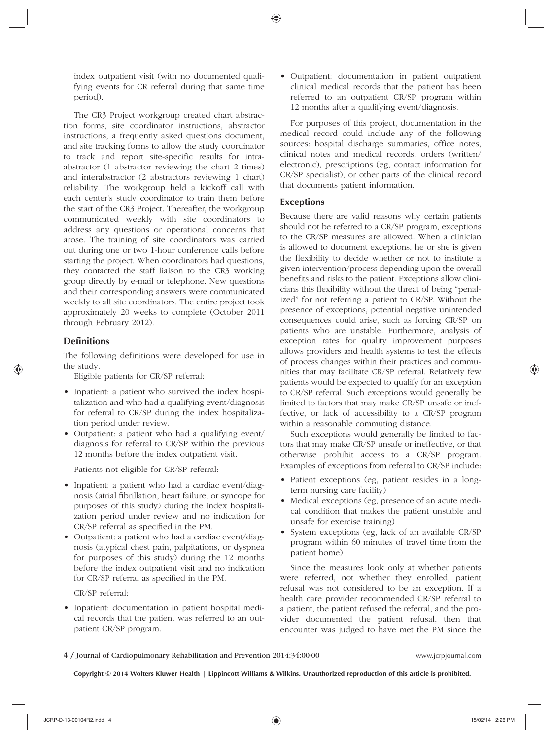index outpatient visit (with no documented qualifying events for CR referral during that same time period).

The CR3 Project workgroup created chart abstraction forms, site coordinator instructions, abstractor instructions, a frequently asked questions document, and site tracking forms to allow the study coordinator to track and report site-specific results for intra-abstractor (1 abstractor reviewing the chart 2 times) and interabstractor (2 abstractors reviewing 1 chart) reliability. The workgroup held a kickoff call with each center's study coordinator to train them before the start of the CR3 Project. Thereafter, the workgroup communicated weekly with site coordinators to address any questions or operational concerns that arose. The training of site coordinators was carried out during one or two 1-hour conference calls before starting the project. When coordinators had questions, they contacted the staff liaison to the CR3 working group directly by e-mail or telephone. New questions and their corresponding answers were communicated weekly to all site coordinators. The entire project took approximately 20 weeks to complete (October 2011 through February 2012).

## Definitions

The following definitions were developed for use in the study.

Eligible patients for CR/SP referral:

- Inpatient: a patient who survived the index hospitalization and who had a qualifying event/diagnosis for referral to CR/SP during the index hospitalization period under review.
- Outpatient: a patient who had a qualifying event/diagnosis for referral to CR/SP within the previous 12 months before the index outpatient visit.

Patients not eligible for CR/SP referral:

- Inpatient: a patient who had a cardiac event/diagnosis (atrial fibrillation, heart failure, or syncope for purposes of this study) during the index hospitalization period under review and no indication for CR/SP referral as specified in the PM.
- Outpatient: a patient who had a cardiac event/diagnosis (atypical chest pain, palpitations, or dyspnea for purposes of this study) during the 12 months before the index outpatient visit and no indication for CR/SP referral as specified in the PM.

CR/SP referral:

- Inpatient: documentation in patient hospital medical records that the patient was referred to an outpatient CR/SP program.
- Outpatient: documentation in patient outpatient clinical medical records that the patient has been referred to an outpatient CR/SP program within 12 months after a qualifying event/diagnosis.

For purposes of this project, documentation in the medical record could include any of the following sources: hospital discharge summaries, office notes, clinical notes and medical records, orders (written/electronic), prescriptions (eg, contact information for CR/SP specialist), or other parts of the clinical record that documents patient information.

## Exceptions

Because there are valid reasons why certain patients should not be referred to a CR/SP program, exceptions to the CR/SP measures are allowed. When a clinician is allowed to document exceptions, he or she is given the flexibility to decide whether or not to institute a given intervention/process depending upon the overall benefits and risks to the patient. Exceptions allow clinicians this flexibility without the threat of being "penalized" for not referring a patient to CR/SP. Without the presence of exceptions, potential negative unintended consequences could arise, such as forcing CR/SP on patients who are unstable. Furthermore, analysis of exception rates for quality improvement purposes allows providers and health systems to test the effects of process changes within their practices and communities that may facilitate CR/SP referral. Relatively few patients would be expected to qualify for an exception to CR/SP referral. Such exceptions would generally be limited to factors that may make CR/SP unsafe or ineffective, or lack of accessibility to a CR/SP program within a reasonable commuting distance.

Such exceptions would generally be limited to factors that may make CR/SP unsafe or ineffective, or that otherwise prohibit access to a CR/SP program. Examples of exceptions from referral to CR/SP include:

- Patient exceptions (eg, patient resides in a long-term nursing care facility)
- Medical exceptions (eg, presence of an acute medical condition that makes the patient unstable and unsafe for exercise training)
- System exceptions (eg, lack of an available CR/SP program within 60 minutes of travel time from the patient home)

Since the measures look only at whether patients were referred, not whether they enrolled, patient refusal was not considered to be an exception. If a health care provider recommended CR/SP referral to a patient, the patient refused the referral, and the provider documented the patient refusal, then that encounter was judged to have met the PM since the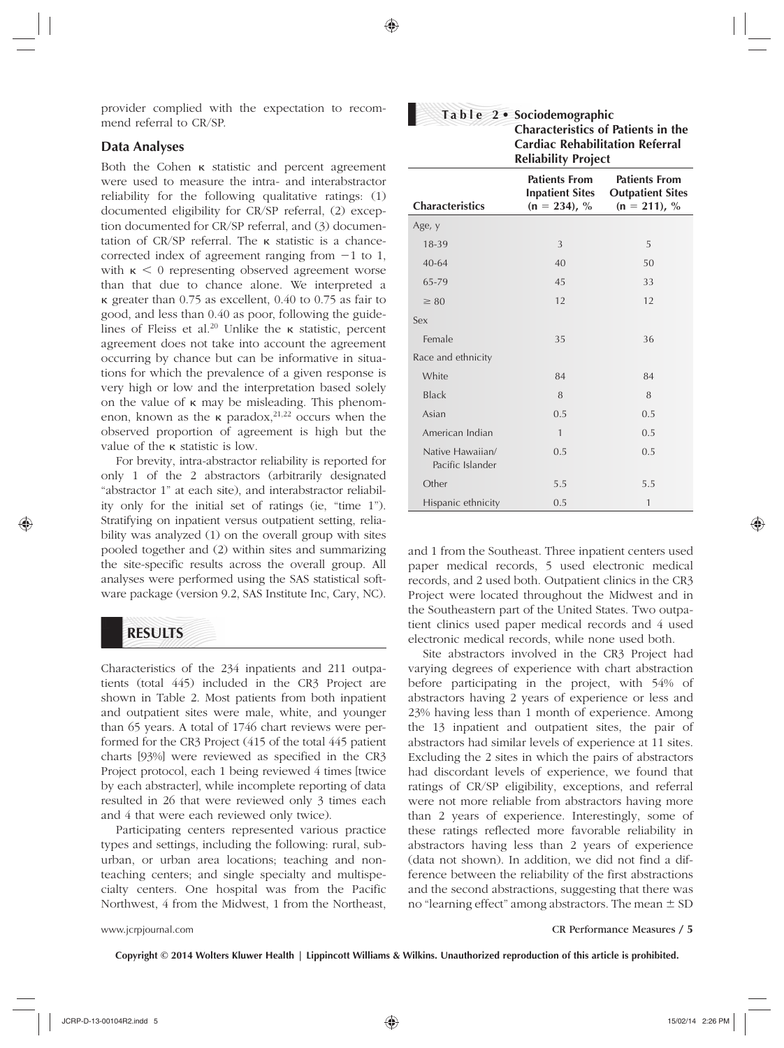provider complied with the expectation to recommend referral to CR/SP.

### Data Analyses

Both the Cohen κ statistic and percent agreement were used to measure the intra- and interabstractor reliability for the following qualitative ratings: (1) documented eligibility for CR/SP referral, (2) exception documented for CR/SP referral, and (3) documentation of CR/SP referral. The κ statistic is a chance-corrected index of agreement ranging from −1 to 1, with $\kappa < 0$ representing observed agreement worse than that due to chance alone. We interpreted a κ greater than 0.75 as excellent, 0.40 to 0.75 as fair to good, and less than 0.40 as poor, following the guidelines of Fleiss et al.[20] Unlike the κ statistic, percent agreement does not take into account the agreement occurring by chance but can be informative in situations for which the prevalence of a given response is very high or low and the interpretation based solely on the value of κ may be misleading. This phenomenon, known as the κ paradox,[21,22] occurs when the observed proportion of agreement is high but the value of the κ statistic is low.

For brevity, intra-abstractor reliability is reported for only 1 of the 2 abstractors (arbitrarily designated "abstractor 1" at each site), and interabstractor reliability only for the initial set of ratings (ie, "time 1"). Stratifying on inpatient versus outpatient setting, reliability was analyzed (1) on the overall group with sites pooled together and (2) within sites and summarizing the site-specific results across the overall group. All analyses were performed using the SAS statistical software package (version 9.2, SAS Institute Inc, Cary, NC).

## RESULTS

Characteristics of the 234 inpatients and 211 outpatients (total 445) included in the CR3 Project are shown in Table 2. Most patients from both inpatient and outpatient sites were male, white, and younger than 65 years. A total of 1746 chart reviews were performed for the CR3 Project (415 of the total 445 patient charts [93%] were reviewed as specified in the CR3 Project protocol, each 1 being reviewed 4 times [twice by each abstracter], while incomplete reporting of data resulted in 26 that were reviewed only 3 times each and 4 that were each reviewed only twice).

Participating centers represented various practice types and settings, including the following: rural, suburban, or urban area locations; teaching and nonteaching centers; and single specialty and multispecialty centers. One hospital was from the Pacific Northwest, 4 from the Midwest, 1 from the Northeast, and 1 from the Southeast. Three inpatient centers used paper medical records, 5 used electronic medical records, and 2 used both. Outpatient clinics in the CR3 Project were located throughout the Midwest and in the Southeastern part of the United States. Two outpatient clinics used paper medical records and 4 used electronic medical records, while none used both.

Site abstractors involved in the CR3 Project had varying degrees of experience with chart abstraction before participating in the project, with 54% of abstractors having 2 years of experience or less and 23% having less than 1 month of experience. Among the 13 inpatient and outpatient sites, the pair of abstractors had similar levels of experience at 11 sites. Excluding the 2 sites in which the pairs of abstractors had discordant levels of experience, we found that ratings of CR/SP eligibility, exceptions, and referral were not more reliable from abstractors having more than 2 years of experience. Interestingly, some of these ratings reflected more favorable reliability in abstractors having less than 2 years of experience (data not shown). In addition, we did not find a difference between the reliability of the first abstractions and the second abstractions, suggesting that there was no "learning effect" among abstractors. The mean ± SD

**Table 2 • Sociodemographic Characteristics of Patients in the Cardiac Rehabilitation Referral Reliability Project**

| Characteristics | Patients From Inpatient Sites (n = 234), % | Patients From Outpatient Sites (n = 211), % |
|---|---|---|
| Age, y | | |
| 18-39 | 3 | 5 |
| 40-64 | 40 | 50 |
| 65-79 | 45 | 33 |
| ≥ 80 | 12 | 12 |
| Sex | | |
| Female | 35 | 36 |
| Race and ethnicity | | |
| White | 84 | 84 |
| Black | 8 | 8 |
| Asian | 0.5 | 0.5 |
| American Indian | 1 | 0.5 |
| Native Hawaiian/ Pacific Islander | 0.5 | 0.5 |
| Other | 5.5 | 5.5 |
| Hispanic ethnicity | 0.5 | 1 |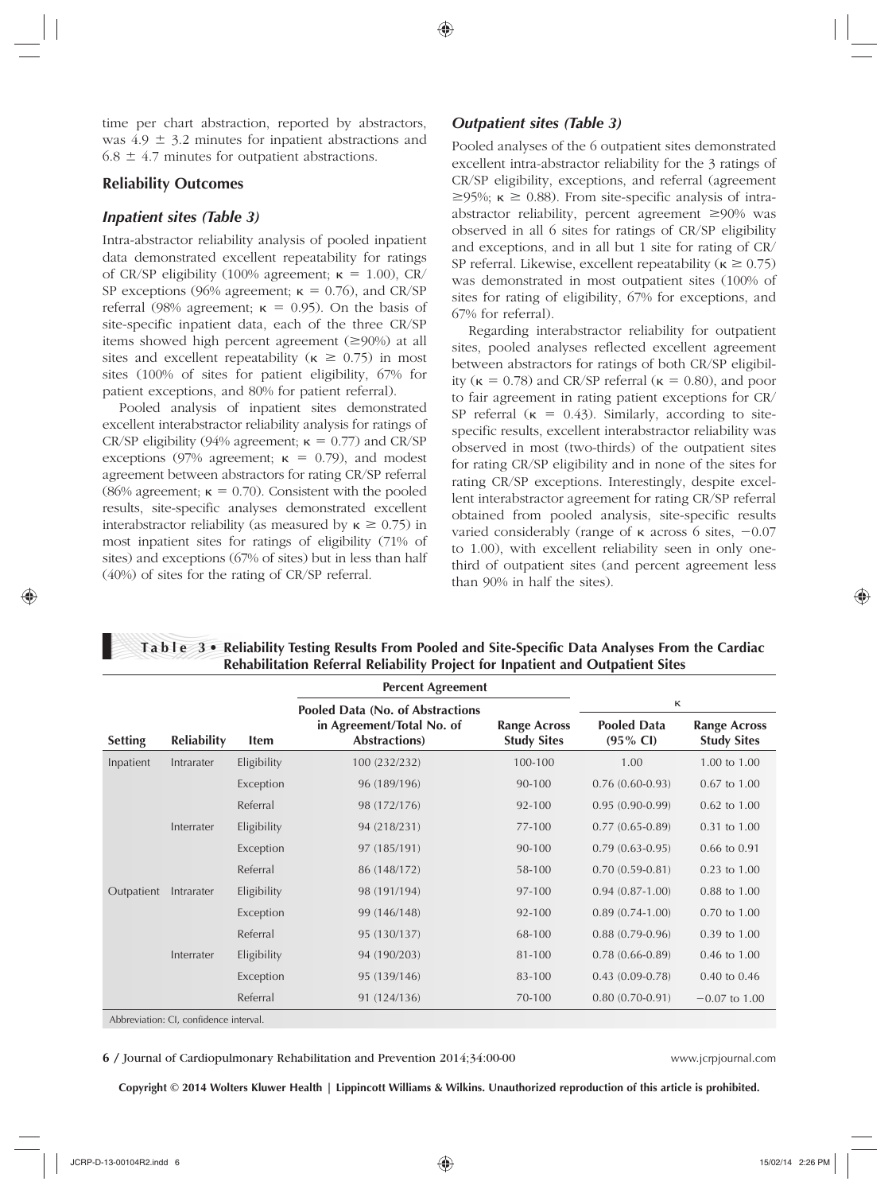time per chart abstraction, reported by abstractors, was 4.9 ± 3.2 minutes for inpatient abstractions and 6.8 ± 4.7 minutes for outpatient abstractions.

### Reliability Outcomes

#### *Inpatient sites (Table 3)*

Intra-abstractor reliability analysis of pooled inpatient data demonstrated excellent repeatability for ratings of CR/SP eligibility (100% agreement; $\kappa = 1.00$), CR/SP exceptions (96% agreement; $\kappa = 0.76$), and CR/SP referral (98% agreement; $\kappa = 0.95$). On the basis of site-specific inpatient data, each of the three CR/SP items showed high percent agreement (≥90%) at all sites and excellent repeatability ($\kappa \geq 0.75$) in most sites (100% of sites for patient eligibility, 67% for patient exceptions, and 80% for patient referral).

Pooled analysis of inpatient sites demonstrated excellent interabstractor reliability analysis for ratings of CR/SP eligibility (94% agreement; $\kappa = 0.77$) and CR/SP exceptions (97% agreement; $\kappa = 0.79$), and modest agreement between abstractors for rating CR/SP referral (86% agreement; $\kappa = 0.70$). Consistent with the pooled results, site-specific analyses demonstrated excellent interabstractor reliability (as measured by $\kappa \geq 0.75$) in most inpatient sites for ratings of eligibility (71% of sites) and exceptions (67% of sites) but in less than half (40%) of sites for the rating of CR/SP referral.

#### *Outpatient sites (Table 3)*

Pooled analyses of the 6 outpatient sites demonstrated excellent intra-abstractor reliability for the 3 ratings of CR/SP eligibility, exceptions, and referral (agreement ≥95%; $\kappa \geq 0.88$). From site-specific analysis of intra-abstractor reliability, percent agreement ≥90% was observed in all 6 sites for ratings of CR/SP eligibility and exceptions, and in all but 1 site for rating of CR/SP referral. Likewise, excellent repeatability ($\kappa \geq 0.75$) was demonstrated in most outpatient sites (100% of sites for rating of eligibility, 67% for exceptions, and 67% for referral).

Regarding interabstractor reliability for outpatient sites, pooled analyses reflected excellent agreement between abstractors for ratings of both CR/SP eligibility ($\kappa = 0.78$) and CR/SP referral ($\kappa = 0.80$), and poor to fair agreement in rating patient exceptions for CR/SP referral ($\kappa = 0.43$). Similarly, according to site-specific results, excellent interabstractor reliability was observed in most (two-thirds) of the outpatient sites for rating CR/SP eligibility and in none of the sites for rating CR/SP exceptions. Interestingly, despite excellent interabstractor agreement for rating CR/SP referral obtained from pooled analysis, site-specific results varied considerably (range of $\kappa$ across 6 sites, −0.07 to 1.00), with excellent reliability seen in only one-third of outpatient sites (and percent agreement less than 90% in half the sites).

**Table 3 • Reliability Testing Results From Pooled and Site-Specific Data Analyses From the Cardiac Rehabilitation Referral Reliability Project for Inpatient and Outpatient Sites**

| | | | Percent Agreement | | $\kappa$ | |
|---|---|---|---|---|---|---|
| Setting | Reliability | Item | Pooled Data (No. of Abstractions in Agreement/Total No. of Abstractions) | Range Across Study Sites | Pooled Data (95% CI) | Range Across Study Sites |
| Inpatient | Intrarater | Eligibility | 100 (232/232) | 100-100 | 1.00 | 1.00 to 1.00 |
| | | Exception | 96 (189/196) | 90-100 | 0.76 (0.60-0.93) | 0.67 to 1.00 |
| | | Referral | 98 (172/176) | 92-100 | 0.95 (0.90-0.99) | 0.62 to 1.00 |
| | Interrater | Eligibility | 94 (218/231) | 77-100 | 0.77 (0.65-0.89) | 0.31 to 1.00 |
| | | Exception | 97 (185/191) | 90-100 | 0.79 (0.63-0.95) | 0.66 to 0.91 |
| | | Referral | 86 (148/172) | 58-100 | 0.70 (0.59-0.81) | 0.23 to 1.00 |
| Outpatient | Intrarater | Eligibility | 98 (191/194) | 97-100 | 0.94 (0.87-1.00) | 0.88 to 1.00 |
| | | Exception | 99 (146/148) | 92-100 | 0.89 (0.74-1.00) | 0.70 to 1.00 |
| | | Referral | 95 (130/137) | 68-100 | 0.88 (0.79-0.96) | 0.39 to 1.00 |
| | Interrater | Eligibility | 94 (190/203) | 81-100 | 0.78 (0.66-0.89) | 0.46 to 1.00 |
| | | Exception | 95 (139/146) | 83-100 | 0.43 (0.09-0.78) | 0.40 to 0.46 |
| | | Referral | 91 (124/136) | 70-100 | 0.80 (0.70-0.91) | −0.07 to 1.00 |

Abbreviation: CI, confidence interval.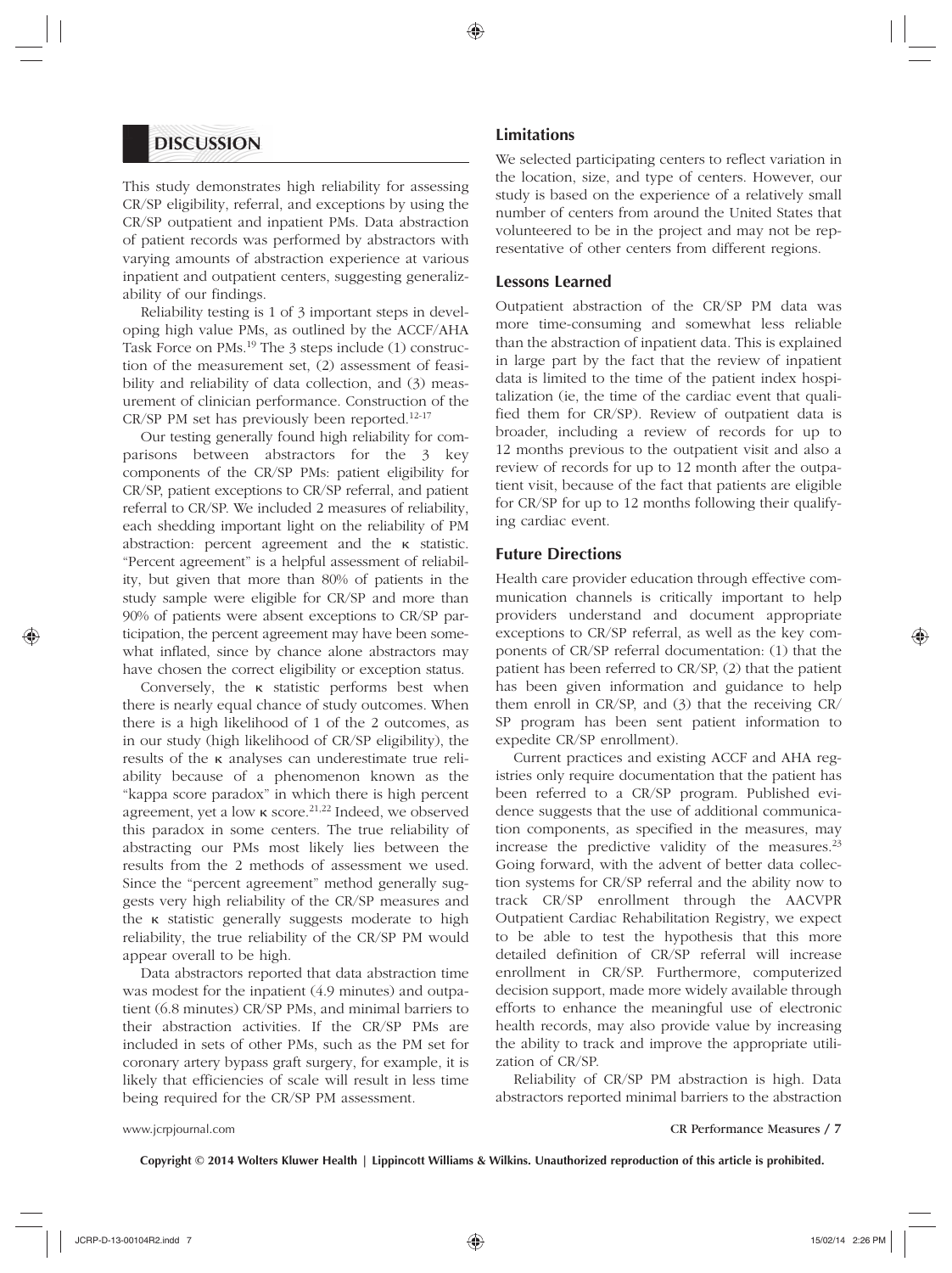## DISCUSSION

This study demonstrates high reliability for assessing CR/SP eligibility, referral, and exceptions by using the CR/SP outpatient and inpatient PMs. Data abstraction of patient records was performed by abstractors with varying amounts of abstraction experience at various inpatient and outpatient centers, suggesting generalizability of our findings.

Reliability testing is 1 of 3 important steps in developing high value PMs, as outlined by the ACCF/AHA Task Force on PMs.[19] The 3 steps include (1) construction of the measurement set, (2) assessment of feasibility and reliability of data collection, and (3) measurement of clinician performance. Construction of the CR/SP PM set has previously been reported.[12-17]

Our testing generally found high reliability for comparisons between abstractors for the 3 key components of the CR/SP PMs: patient eligibility for CR/SP, patient exceptions to CR/SP referral, and patient referral to CR/SP. We included 2 measures of reliability, each shedding important light on the reliability of PM abstraction: percent agreement and the κ statistic. "Percent agreement" is a helpful assessment of reliability, but given that more than 80% of patients in the study sample were eligible for CR/SP and more than 90% of patients were absent exceptions to CR/SP participation, the percent agreement may have been somewhat inflated, since by chance alone abstractors may have chosen the correct eligibility or exception status.

Conversely, the κ statistic performs best when there is nearly equal chance of study outcomes. When there is a high likelihood of 1 of the 2 outcomes, as in our study (high likelihood of CR/SP eligibility), the results of the κ analyses can underestimate true reliability because of a phenomenon known as the "kappa score paradox" in which there is high percent agreement, yet a low κ score.[21,22] Indeed, we observed this paradox in some centers. The true reliability of abstracting our PMs most likely lies between the results from the 2 methods of assessment we used. Since the "percent agreement" method generally suggests very high reliability of the CR/SP measures and the κ statistic generally suggests moderate to high reliability, the true reliability of the CR/SP PM would appear overall to be high.

Data abstractors reported that data abstraction time was modest for the inpatient (4.9 minutes) and outpatient (6.8 minutes) CR/SP PMs, and minimal barriers to their abstraction activities. If the CR/SP PMs are included in sets of other PMs, such as the PM set for coronary artery bypass graft surgery, for example, it is likely that efficiencies of scale will result in less time being required for the CR/SP PM assessment.

### Limitations

We selected participating centers to reflect variation in the location, size, and type of centers. However, our study is based on the experience of a relatively small number of centers from around the United States that volunteered to be in the project and may not be representative of other centers from different regions.

### Lessons Learned

Outpatient abstraction of the CR/SP PM data was more time-consuming and somewhat less reliable than the abstraction of inpatient data. This is explained in large part by the fact that the review of inpatient data is limited to the time of the patient index hospitalization (ie, the time of the cardiac event that qualified them for CR/SP). Review of outpatient data is broader, including a review of records for up to 12 months previous to the outpatient visit and also a review of records for up to 12 month after the outpatient visit, because of the fact that patients are eligible for CR/SP for up to 12 months following their qualifying cardiac event.

### Future Directions

Health care provider education through effective communication channels is critically important to help providers understand and document appropriate exceptions to CR/SP referral, as well as the key components of CR/SP referral documentation: (1) that the patient has been referred to CR/SP, (2) that the patient has been given information and guidance to help them enroll in CR/SP, and (3) that the receiving CR/SP program has been sent patient information to expedite CR/SP enrollment).

Current practices and existing ACCF and AHA registries only require documentation that the patient has been referred to a CR/SP program. Published evidence suggests that the use of additional communication components, as specified in the measures, may increase the predictive validity of the measures.[23] Going forward, with the advent of better data collection systems for CR/SP referral and the ability now to track CR/SP enrollment through the AACVPR Outpatient Cardiac Rehabilitation Registry, we expect to be able to test the hypothesis that this more detailed definition of CR/SP referral will increase enrollment in CR/SP. Furthermore, computerized decision support, made more widely available through efforts to enhance the meaningful use of electronic health records, may also provide value by increasing the ability to track and improve the appropriate utilization of CR/SP.

Reliability of CR/SP PM abstraction is high. Data abstractors reported minimal barriers to the abstraction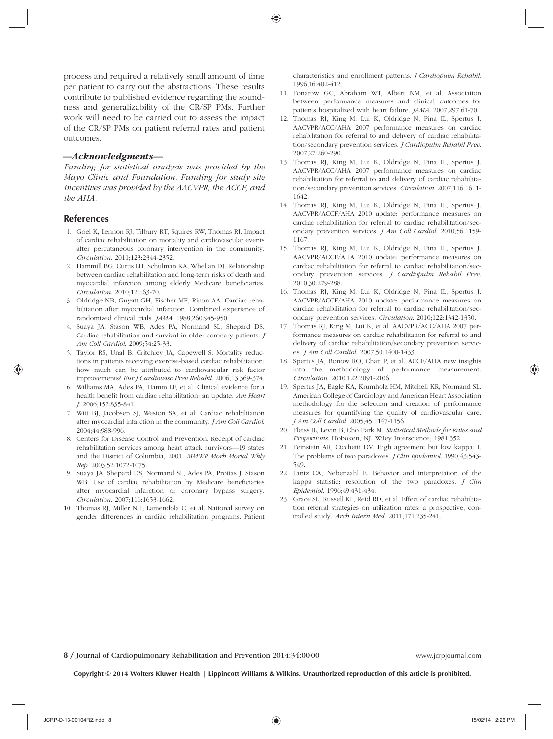process and required a relatively small amount of time per patient to carry out the abstractions. These results contribute to published evidence regarding the soundness and generalizability of the CR/SP PMs. Further work will need to be carried out to assess the impact of the CR/SP PMs on patient referral rates and patient outcomes.

### *—Acknowledgments—*

*Funding for statistical analysis was provided by the Mayo Clinic and Foundation. Funding for study site incentives was provided by the AACVPR, the ACCF, and the AHA.*

## References

1. Goel K, Lennon RJ, Tilbury RT, Squires RW, Thomas RJ. Impact of cardiac rehabilitation on mortality and cardiovascular events after percutaneous coronary intervention in the community. *Circulation.* 2011;123:2344-2352.
2. Hammill BG, Curtis LH, Schulman KA, Whellan DJ. Relationship between cardiac rehabilitation and long-term risks of death and myocardial infarction among elderly Medicare beneficiaries. *Circulation.* 2010;121:63-70.
3. Oldridge NB, Guyatt GH, Fischer ME, Rimm AA. Cardiac rehabilitation after myocardial infarction. Combined experience of randomized clinical trials. *JAMA.* 1988;260:945-950.
4. Suaya JA, Stason WB, Ades PA, Normand SL, Shepard DS. Cardiac rehabilitation and survival in older coronary patients. *J Am Coll Cardiol.* 2009;54:25-33.
5. Taylor RS, Unal B, Critchley JA, Capewell S. Mortality reductions in patients receiving exercise-based cardiac rehabilitation: how much can be attributed to cardiovascular risk factor improvements? *Eur J Cardiovasc Prev Rehabil.* 2006;13:369-374.
6. Williams MA, Ades PA, Hamm LF, et al. Clinical evidence for a health benefit from cardiac rehabilitation: an update. *Am Heart J.* 2006;152:835-841.
7. Witt BJ, Jacobsen SJ, Weston SA, et al. Cardiac rehabilitation after myocardial infarction in the community. *J Am Coll Cardiol.* 2004;44:988-996.
8. Centers for Disease Control and Prevention. Receipt of cardiac rehabilitation services among heart attack survivors—19 states and the District of Columbia, 2001. *MMWR Morb Mortal Wkly Rep.* 2003;52:1072-1075.
9. Suaya JA, Shepard DS, Normand SL, Ades PA, Prottas J, Stason WB. Use of cardiac rehabilitation by Medicare beneficiaries after myocardial infarction or coronary bypass surgery. *Circulation.* 2007;116:1653-1662.
10. Thomas RJ, Miller NH, Lamendola C, et al. National survey on gender differences in cardiac rehabilitation programs. Patient characteristics and enrollment patterns. *J Cardiopulm Rehabil.* 1996;16:402-412.
11. Fonarow GC, Abraham WT, Albert NM, et al. Association between performance measures and clinical outcomes for patients hospitalized with heart failure. *JAMA.* 2007;297:61-70.
12. Thomas RJ, King M, Lui K, Oldridge N, Pina IL, Spertus J. AACVPR/ACC/AHA 2007 performance measures on cardiac rehabilitation for referral to and delivery of cardiac rehabilitation/secondary prevention services. *J Cardiopulm Rehabil Prev.* 2007;27:260-290.
13. Thomas RJ, King M, Lui K, Oldridge N, Pina IL, Spertus J. AACVPR/ACC/AHA 2007 performance measures on cardiac rehabilitation for referral to and delivery of cardiac rehabilitation/secondary prevention services. *Circulation.* 2007;116:1611-1642.
14. Thomas RJ, King M, Lui K, Oldridge N, Pina IL, Spertus J. AACVPR/ACCF/AHA 2010 update: performance measures on cardiac rehabilitation for referral to cardiac rehabilitation/secondary prevention services. *J Am Coll Cardiol.* 2010;56:1159-1167.
15. Thomas RJ, King M, Lui K, Oldridge N, Pina IL, Spertus J. AACVPR/ACCF/AHA 2010 update: performance measures on cardiac rehabilitation for referral to cardiac rehabilitation/secondary prevention services. *J Cardiopulm Rehabil Prev.* 2010;30:279-288.
16. Thomas RJ, King M, Lui K, Oldridge N, Pina IL, Spertus J. AACVPR/ACCF/AHA 2010 update: performance measures on cardiac rehabilitation for referral to cardiac rehabilitation/secondary prevention services. *Circulation.* 2010;122:1342-1350.
17. Thomas RJ, King M, Lui K, et al. AACVPR/ACC/AHA 2007 performance measures on cardiac rehabilitation for referral to and delivery of cardiac rehabilitation/secondary prevention services. *J Am Coll Cardiol.* 2007;50:1400-1433.
18. Spertus JA, Bonow RO, Chan P, et al. ACCF/AHA new insights into the methodology of performance measurement. *Circulation.* 2010;122:2091-2106.
19. Spertus JA, Eagle KA, Krumholz HM, Mitchell KR, Normand SL. American College of Cardiology and American Heart Association methodology for the selection and creation of performance measures for quantifying the quality of cardiovascular care. *J Am Coll Cardiol.* 2005;45:1147-1156.
20. Fleiss JL, Levin B, Cho Park M. *Statistical Methods for Rates and Proportions.* Hoboken, NJ: Wiley Interscience; 1981:352.
21. Feinstein AR, Cicchetti DV. High agreement but low kappa: I. The problems of two paradoxes. *J Clin Epidemiol.* 1990;43:543-549.
22. Lantz CA, Nebenzahl E. Behavior and interpretation of the kappa statistic: resolution of the two paradoxes. *J Clin Epidemiol.* 1996;49:431-434.
23. Grace SL, Russell KL, Reid RD, et al. Effect of cardiac rehabilitation referral strategies on utilization rates: a prospective, controlled study. *Arch Intern Med.* 2011;171:235-241.